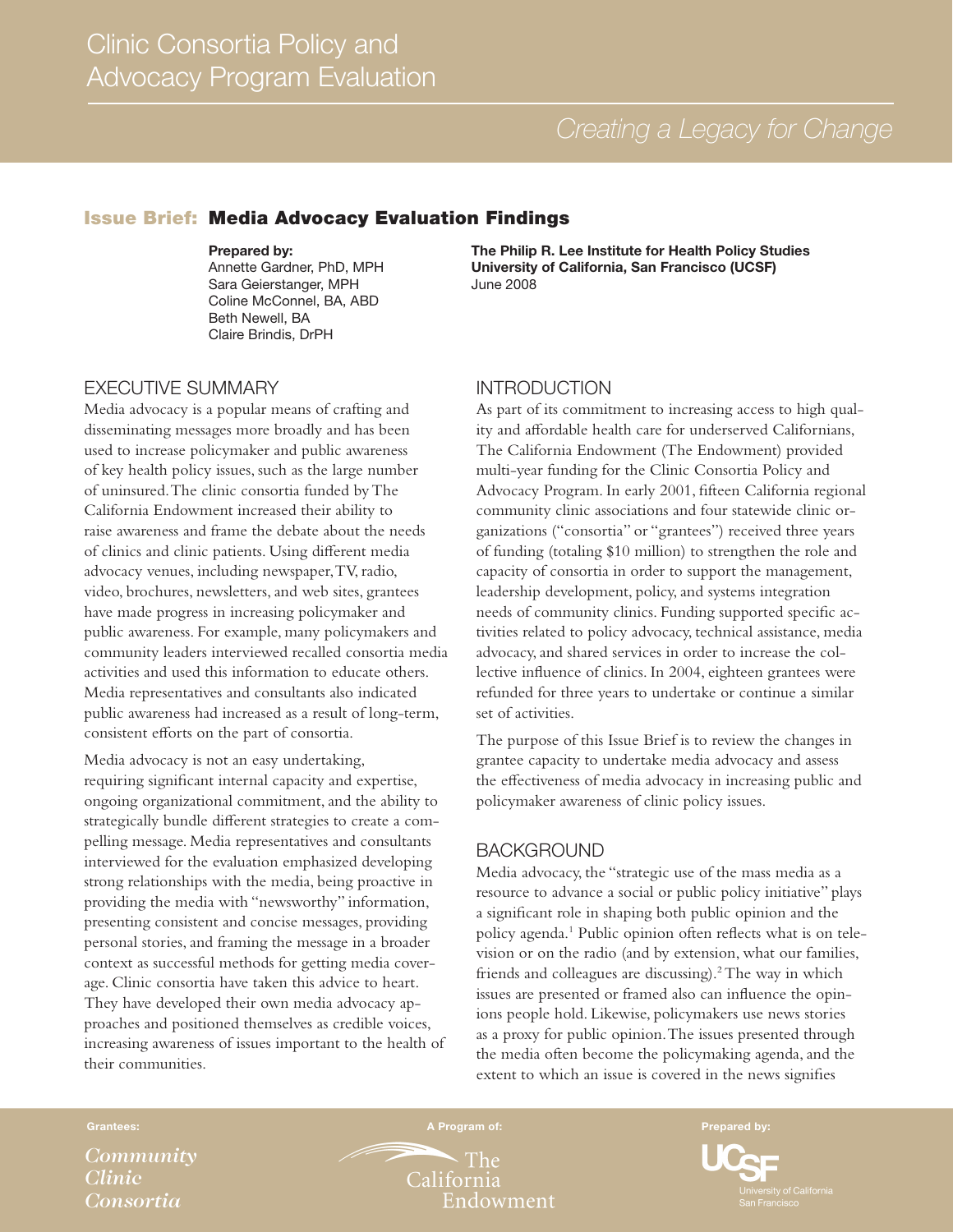# Clinic Consortia Policy and Advocacy Program Evaluation

*Creating a Legacy for Change*

## Issue Brief: Media Advocacy Evaluation Findings

**Prepared by:**
Annette Gardner, PhD, MPH
Sara Geierstanger, MPH
Coline McConnel, BA, ABD
Beth Newell, BA
Claire Brindis, DrPH

**The Philip R. Lee Institute for Health Policy Studies**
**University of California, San Francisco (UCSF)**
June 2008

## EXECUTIVE SUMMARY

Media advocacy is a popular means of crafting and disseminating messages more broadly and has been used to increase policymaker and public awareness of key health policy issues, such as the large number of uninsured. The clinic consortia funded by The California Endowment increased their ability to raise awareness and frame the debate about the needs of clinics and clinic patients. Using different media advocacy venues, including newspaper, TV, radio, video, brochures, newsletters, and web sites, grantees have made progress in increasing policymaker and public awareness. For example, many policymakers and community leaders interviewed recalled consortia media activities and used this information to educate others. Media representatives and consultants also indicated public awareness had increased as a result of long-term, consistent efforts on the part of consortia.

Media advocacy is not an easy undertaking, requiring significant internal capacity and expertise, ongoing organizational commitment, and the ability to strategically bundle different strategies to create a compelling message. Media representatives and consultants interviewed for the evaluation emphasized developing strong relationships with the media, being proactive in providing the media with "newsworthy" information, presenting consistent and concise messages, providing personal stories, and framing the message in a broader context as successful methods for getting media coverage. Clinic consortia have taken this advice to heart. They have developed their own media advocacy approaches and positioned themselves as credible voices, increasing awareness of issues important to the health of their communities.

## INTRODUCTION

As part of its commitment to increasing access to high quality and affordable health care for underserved Californians, The California Endowment (The Endowment) provided multi-year funding for the Clinic Consortia Policy and Advocacy Program. In early 2001, fifteen California regional community clinic associations and four statewide clinic organizations ("consortia" or "grantees") received three years of funding (totaling $10 million) to strengthen the role and capacity of consortia in order to support the management, leadership development, policy, and systems integration needs of community clinics. Funding supported specific activities related to policy advocacy, technical assistance, media advocacy, and shared services in order to increase the collective influence of clinics. In 2004, eighteen grantees were refunded for three years to undertake or continue a similar set of activities.

The purpose of this Issue Brief is to review the changes in grantee capacity to undertake media advocacy and assess the effectiveness of media advocacy in increasing public and policymaker awareness of clinic policy issues.

## BACKGROUND

Media advocacy, the "strategic use of the mass media as a resource to advance a social or public policy initiative" plays a significant role in shaping both public opinion and the policy agenda.[1] Public opinion often reflects what is on television or on the radio (and by extension, what our families, friends and colleagues are discussing).[2] The way in which issues are presented or framed also can influence the opinions people hold. Likewise, policymakers use news stories as a proxy for public opinion. The issues presented through the media often become the policymaking agenda, and the extent to which an issue is covered in the news signifies

Grantees: *Community Clinic Consortia*

A Program of: The California Endowment

Prepared by: UCSF University of California San Francisco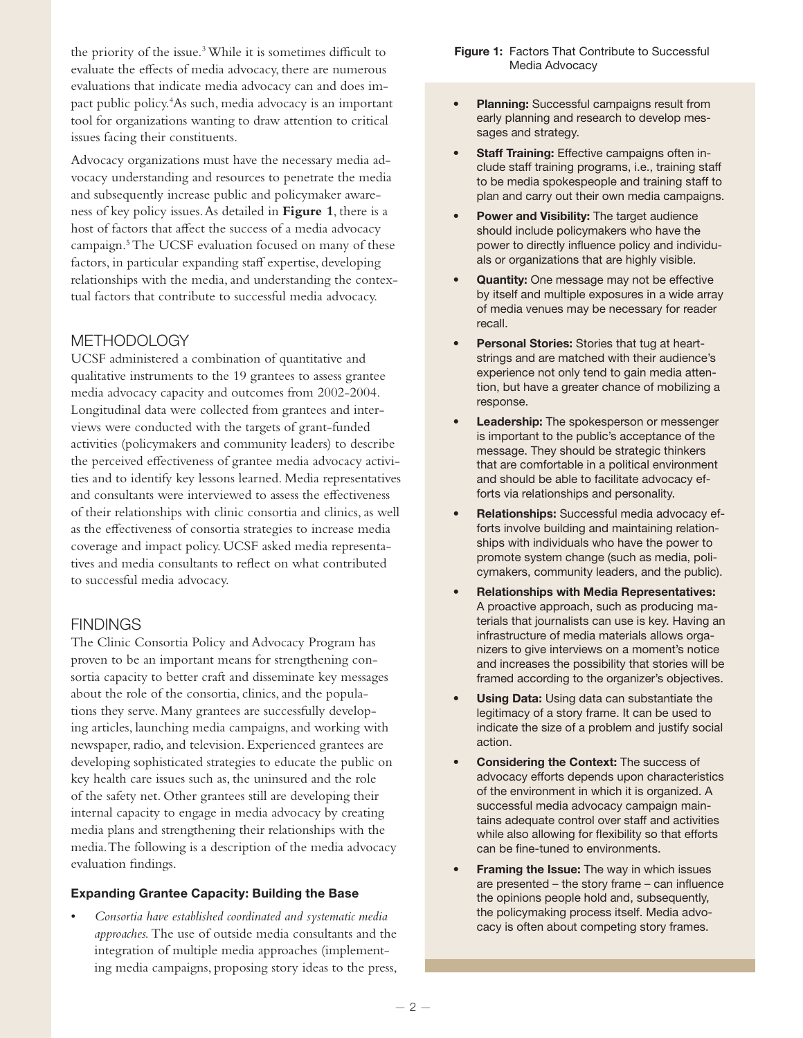the priority of the issue.[3] While it is sometimes difficult to evaluate the effects of media advocacy, there are numerous evaluations that indicate media advocacy can and does impact public policy.[4] As such, media advocacy is an important tool for organizations wanting to draw attention to critical issues facing their constituents.

Advocacy organizations must have the necessary media advocacy understanding and resources to penetrate the media and subsequently increase public and policymaker awareness of key policy issues. As detailed in **Figure 1**, there is a host of factors that affect the success of a media advocacy campaign.[5] The UCSF evaluation focused on many of these factors, in particular expanding staff expertise, developing relationships with the media, and understanding the contextual factors that contribute to successful media advocacy.

## METHODOLOGY

UCSF administered a combination of quantitative and qualitative instruments to the 19 grantees to assess grantee media advocacy capacity and outcomes from 2002-2004. Longitudinal data were collected from grantees and interviews were conducted with the targets of grant-funded activities (policymakers and community leaders) to describe the perceived effectiveness of grantee media advocacy activities and to identify key lessons learned. Media representatives and consultants were interviewed to assess the effectiveness of their relationships with clinic consortia and clinics, as well as the effectiveness of consortia strategies to increase media coverage and impact policy. UCSF asked media representatives and media consultants to reflect on what contributed to successful media advocacy.

## FINDINGS

The Clinic Consortia Policy and Advocacy Program has proven to be an important means for strengthening consortia capacity to better craft and disseminate key messages about the role of the consortia, clinics, and the populations they serve. Many grantees are successfully developing articles, launching media campaigns, and working with newspaper, radio, and television. Experienced grantees are developing sophisticated strategies to educate the public on key health care issues such as, the uninsured and the role of the safety net. Other grantees still are developing their internal capacity to engage in media advocacy by creating media plans and strengthening their relationships with the media. The following is a description of the media advocacy evaluation findings.

### Expanding Grantee Capacity: Building the Base

- *Consortia have established coordinated and systematic media approaches.* The use of outside media consultants and the integration of multiple media approaches (implementing media campaigns, proposing story ideas to the press,

**Figure 1:** Factors That Contribute to Successful Media Advocacy

- **Planning:** Successful campaigns result from early planning and research to develop messages and strategy.
- **Staff Training:** Effective campaigns often include staff training programs, i.e., training staff to be media spokespeople and training staff to plan and carry out their own media campaigns.
- **Power and Visibility:** The target audience should include policymakers who have the power to directly influence policy and individuals or organizations that are highly visible.
- **Quantity:** One message may not be effective by itself and multiple exposures in a wide array of media venues may be necessary for reader recall.
- **Personal Stories:** Stories that tug at heartstrings and are matched with their audience's experience not only tend to gain media attention, but have a greater chance of mobilizing a response.
- **Leadership:** The spokesperson or messenger is important to the public's acceptance of the message. They should be strategic thinkers that are comfortable in a political environment and should be able to facilitate advocacy efforts via relationships and personality.
- **Relationships:** Successful media advocacy efforts involve building and maintaining relationships with individuals who have the power to promote system change (such as media, policymakers, community leaders, and the public).
- **Relationships with Media Representatives:** A proactive approach, such as producing materials that journalists can use is key. Having an infrastructure of media materials allows organizers to give interviews on a moment's notice and increases the possibility that stories will be framed according to the organizer's objectives.
- **Using Data:** Using data can substantiate the legitimacy of a story frame. It can be used to indicate the size of a problem and justify social action.
- **Considering the Context:** The success of advocacy efforts depends upon characteristics of the environment in which it is organized. A successful media advocacy campaign maintains adequate control over staff and activities while also allowing for flexibility so that efforts can be fine-tuned to environments.
- **Framing the Issue:** The way in which issues are presented – the story frame – can influence the opinions people hold and, subsequently, the policymaking process itself. Media advocacy is often about competing story frames.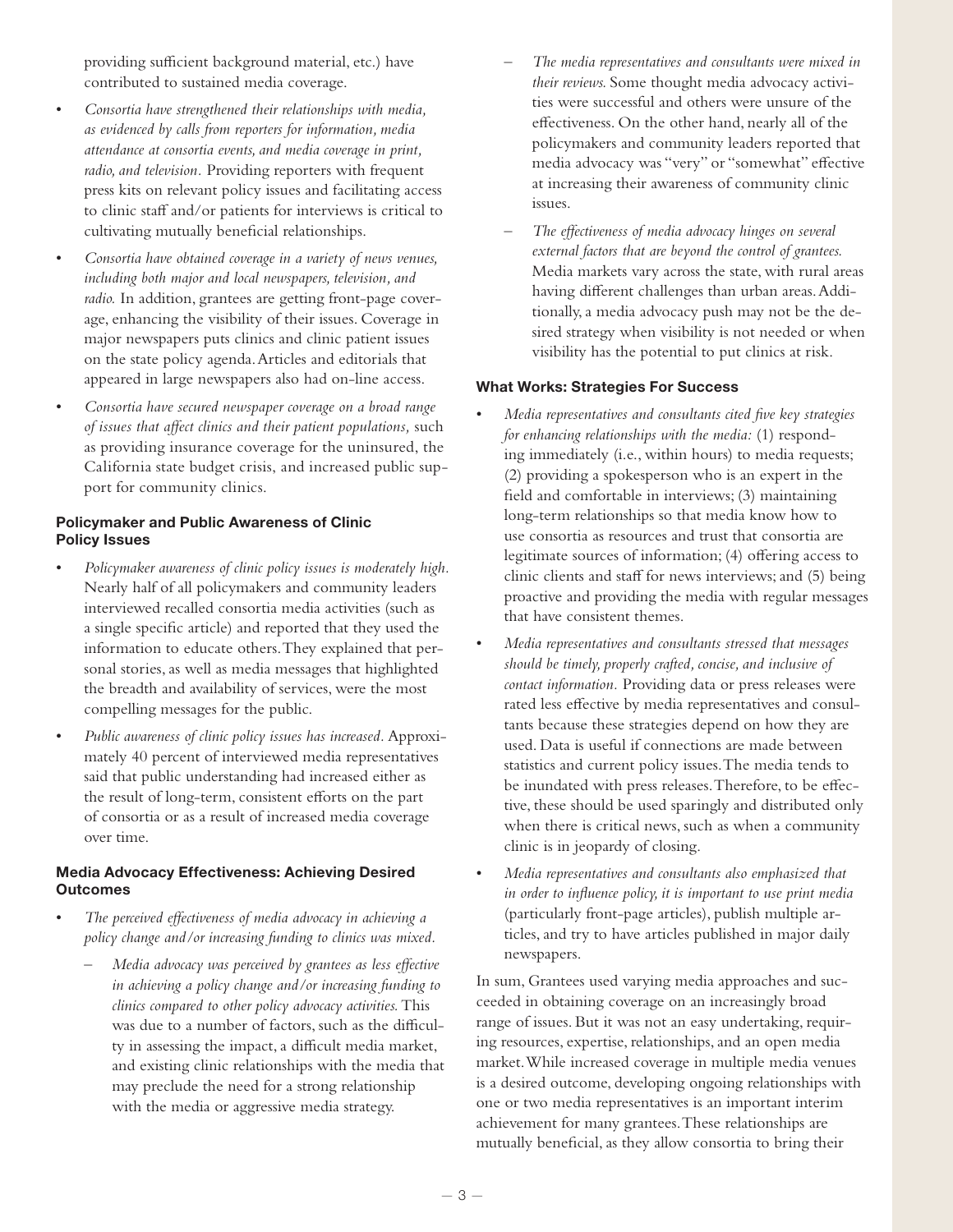providing sufficient background material, etc.) have contributed to sustained media coverage.

- *Consortia have strengthened their relationships with media, as evidenced by calls from reporters for information, media attendance at consortia events, and media coverage in print, radio, and television.* Providing reporters with frequent press kits on relevant policy issues and facilitating access to clinic staff and/or patients for interviews is critical to cultivating mutually beneficial relationships.
- *Consortia have obtained coverage in a variety of news venues, including both major and local newspapers, television, and radio.* In addition, grantees are getting front-page coverage, enhancing the visibility of their issues. Coverage in major newspapers puts clinics and clinic patient issues on the state policy agenda. Articles and editorials that appeared in large newspapers also had on-line access.
- *Consortia have secured newspaper coverage on a broad range of issues that affect clinics and their patient populations,* such as providing insurance coverage for the uninsured, the California state budget crisis, and increased public support for community clinics.

### Policymaker and Public Awareness of Clinic Policy Issues

- *Policymaker awareness of clinic policy issues is moderately high.* Nearly half of all policymakers and community leaders interviewed recalled consortia media activities (such as a single specific article) and reported that they used the information to educate others. They explained that personal stories, as well as media messages that highlighted the breadth and availability of services, were the most compelling messages for the public.
- *Public awareness of clinic policy issues has increased.* Approximately 40 percent of interviewed media representatives said that public understanding had increased either as the result of long-term, consistent efforts on the part of consortia or as a result of increased media coverage over time.

### Media Advocacy Effectiveness: Achieving Desired Outcomes

- *The perceived effectiveness of media advocacy in achieving a policy change and/or increasing funding to clinics was mixed.*
  - *Media advocacy was perceived by grantees as less effective in achieving a policy change and/or increasing funding to clinics compared to other policy advocacy activities.* This was due to a number of factors, such as the difficulty in assessing the impact, a difficult media market, and existing clinic relationships with the media that may preclude the need for a strong relationship with the media or aggressive media strategy.
  - *The media representatives and consultants were mixed in their reviews.* Some thought media advocacy activities were successful and others were unsure of the effectiveness. On the other hand, nearly all of the policymakers and community leaders reported that media advocacy was "very" or "somewhat" effective at increasing their awareness of community clinic issues.
  - *The effectiveness of media advocacy hinges on several external factors that are beyond the control of grantees.* Media markets vary across the state, with rural areas having different challenges than urban areas. Additionally, a media advocacy push may not be the desired strategy when visibility is not needed or when visibility has the potential to put clinics at risk.

### What Works: Strategies For Success

- *Media representatives and consultants cited five key strategies for enhancing relationships with the media:* (1) responding immediately (i.e., within hours) to media requests; (2) providing a spokesperson who is an expert in the field and comfortable in interviews; (3) maintaining long-term relationships so that media know how to use consortia as resources and trust that consortia are legitimate sources of information; (4) offering access to clinic clients and staff for news interviews; and (5) being proactive and providing the media with regular messages that have consistent themes.
- *Media representatives and consultants stressed that messages should be timely, properly crafted, concise, and inclusive of contact information.* Providing data or press releases were rated less effective by media representatives and consultants because these strategies depend on how they are used. Data is useful if connections are made between statistics and current policy issues. The media tends to be inundated with press releases. Therefore, to be effective, these should be used sparingly and distributed only when there is critical news, such as when a community clinic is in jeopardy of closing.
- *Media representatives and consultants also emphasized that in order to influence policy, it is important to use print media* (particularly front-page articles), publish multiple articles, and try to have articles published in major daily newspapers.

In sum, Grantees used varying media approaches and succeeded in obtaining coverage on an increasingly broad range of issues. But it was not an easy undertaking, requiring resources, expertise, relationships, and an open media market. While increased coverage in multiple media venues is a desired outcome, developing ongoing relationships with one or two media representatives is an important interim achievement for many grantees. These relationships are mutually beneficial, as they allow consortia to bring their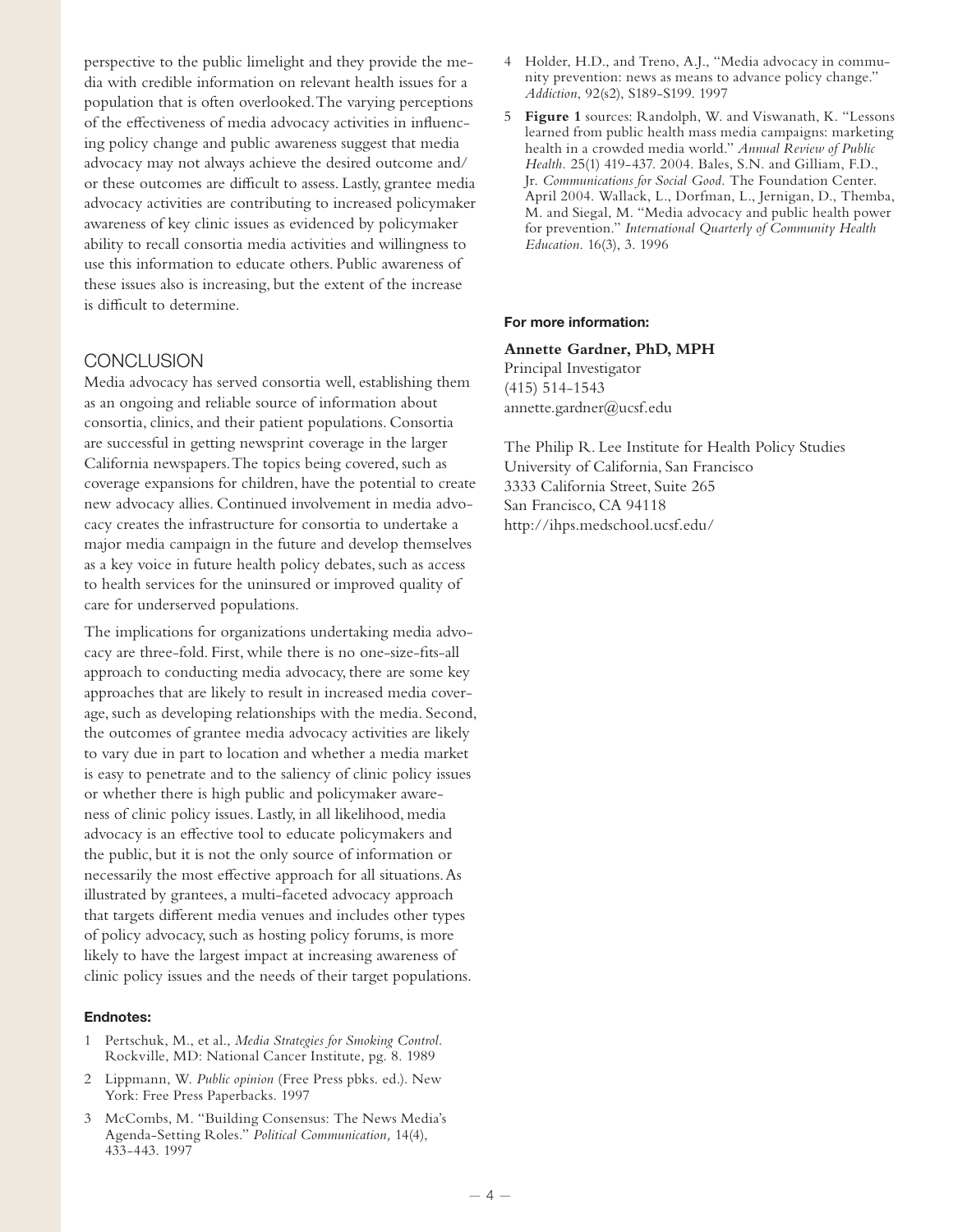perspective to the public limelight and they provide the media with credible information on relevant health issues for a population that is often overlooked. The varying perceptions of the effectiveness of media advocacy activities in influencing policy change and public awareness suggest that media advocacy may not always achieve the desired outcome and/or these outcomes are difficult to assess. Lastly, grantee media advocacy activities are contributing to increased policymaker awareness of key clinic issues as evidenced by policymaker ability to recall consortia media activities and willingness to use this information to educate others. Public awareness of these issues also is increasing, but the extent of the increase is difficult to determine.

## CONCLUSION

Media advocacy has served consortia well, establishing them as an ongoing and reliable source of information about consortia, clinics, and their patient populations. Consortia are successful in getting newsprint coverage in the larger California newspapers. The topics being covered, such as coverage expansions for children, have the potential to create new advocacy allies. Continued involvement in media advocacy creates the infrastructure for consortia to undertake a major media campaign in the future and develop themselves as a key voice in future health policy debates, such as access to health services for the uninsured or improved quality of care for underserved populations.

The implications for organizations undertaking media advocacy are three-fold. First, while there is no one-size-fits-all approach to conducting media advocacy, there are some key approaches that are likely to result in increased media coverage, such as developing relationships with the media. Second, the outcomes of grantee media advocacy activities are likely to vary due in part to location and whether a media market is easy to penetrate and to the saliency of clinic policy issues or whether there is high public and policymaker awareness of clinic policy issues. Lastly, in all likelihood, media advocacy is an effective tool to educate policymakers and the public, but it is not the only source of information or necessarily the most effective approach for all situations. As illustrated by grantees, a multi-faceted advocacy approach that targets different media venues and includes other types of policy advocacy, such as hosting policy forums, is more likely to have the largest impact at increasing awareness of clinic policy issues and the needs of their target populations.

#### Endnotes:

1. Pertschuk, M., et al., *Media Strategies for Smoking Control.* Rockville, MD: National Cancer Institute, pg. 8. 1989
2. Lippmann, W. *Public opinion* (Free Press pbks. ed.). New York: Free Press Paperbacks. 1997
3. McCombs, M. "Building Consensus: The News Media's Agenda-Setting Roles." *Political Communication,* 14(4), 433-443. 1997
4. Holder, H.D., and Treno, A.J., "Media advocacy in community prevention: news as means to advance policy change." *Addiction*, 92(s2), S189-S199. 1997
5. **Figure 1** sources: Randolph, W. and Viswanath, K. "Lessons learned from public health mass media campaigns: marketing health in a crowded media world." *Annual Review of Public Health.* 25(1) 419-437. 2004. Bales, S.N. and Gilliam, F.D., Jr. *Communications for Social Good.* The Foundation Center. April 2004. Wallack, L., Dorfman, L., Jernigan, D., Themba, M. and Siegal, M. "Media advocacy and public health power for prevention." *International Quarterly of Community Health Education.* 16(3), 3. 1996

#### For more information:

**Annette Gardner, PhD, MPH**
Principal Investigator
(415) 514-1543
annette.gardner@ucsf.edu

The Philip R. Lee Institute for Health Policy Studies
University of California, San Francisco
3333 California Street, Suite 265
San Francisco, CA 94118
http://ihps.medschool.ucsf.edu/